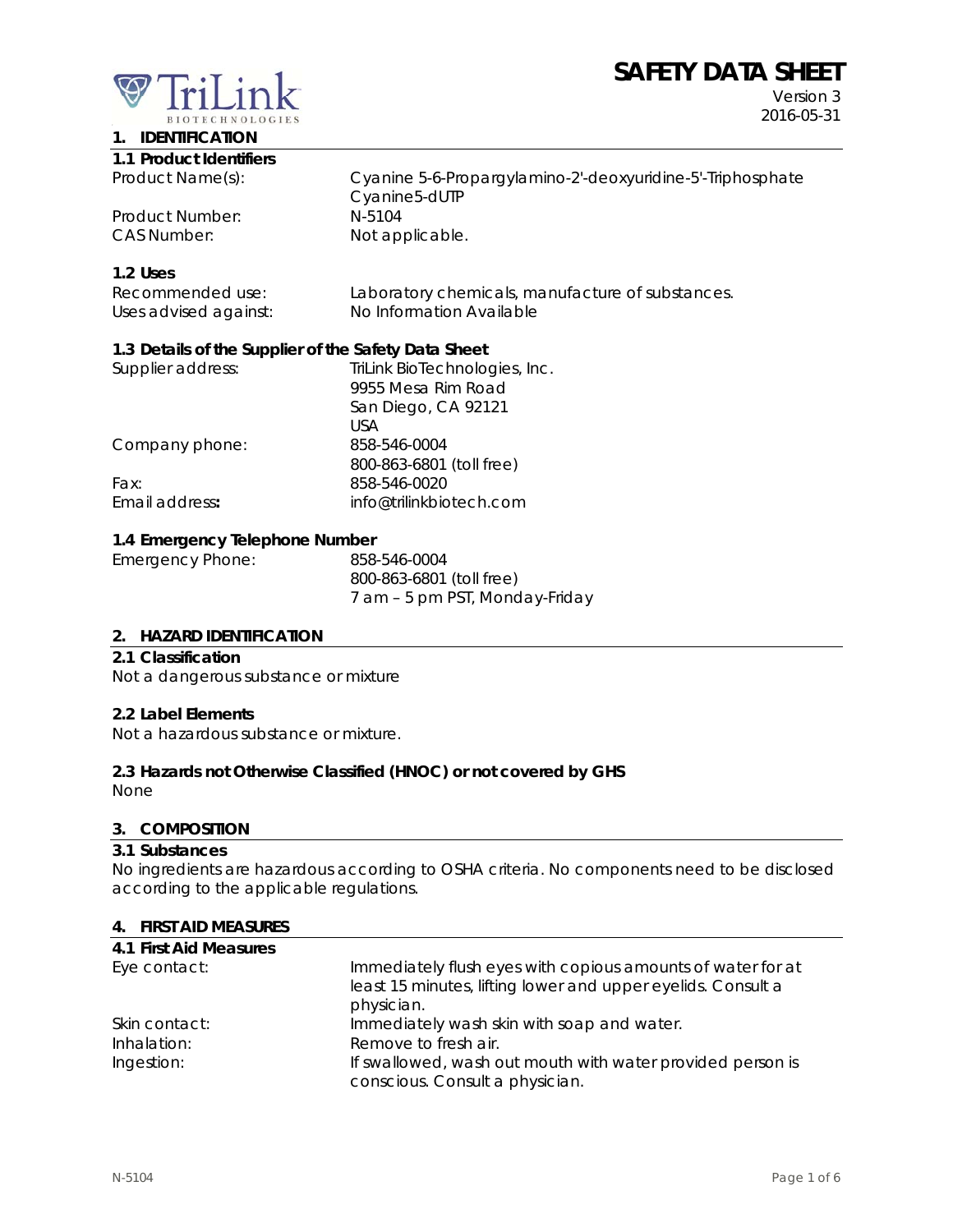TriLink BIOTECHNOLOGIES

# SAFETY DATA SHEET

Version 3
2016-05-31

## 1. IDENTIFICATION

### 1.1 Product Identifiers

| | |
|---|---|
| Product Name(s): | Cyanine 5-6-Propargylamino-2'-deoxyuridine-5'-Triphosphate<br>Cyanine5-dUTP |
| Product Number: | N-5104 |
| CAS Number: | Not applicable. |

### 1.2 Uses

| | |
|---|---|
| Recommended use: | Laboratory chemicals, manufacture of substances. |
| Uses advised against: | No Information Available |

### 1.3 Details of the Supplier of the Safety Data Sheet

| | |
|---|---|
| Supplier address: | TriLink BioTechnologies, Inc.<br>9955 Mesa Rim Road<br>San Diego, CA 92121<br>USA |
| Company phone: | 858-546-0004<br>800-863-6801 (toll free) |
| Fax: | 858-546-0020 |
| Email address**:** | info@trilinkbiotech.com |

### 1.4 Emergency Telephone Number

| | |
|---|---|
| Emergency Phone: | 858-546-0004<br>800-863-6801 (toll free)<br>7 am – 5 pm PST, Monday-Friday |

## 2. HAZARD IDENTIFICATION

### 2.1 Classification

Not a dangerous substance or mixture

### 2.2 Label Elements

Not a hazardous substance or mixture.

### 2.3 Hazards not Otherwise Classified (HNOC) or not covered by GHS

None

## 3. COMPOSITION

### 3.1 Substances

No ingredients are hazardous according to OSHA criteria. No components need to be disclosed according to the applicable regulations.

## 4. FIRST AID MEASURES

### 4.1 First Aid Measures

| | |
|---|---|
| Eye contact: | Immediately flush eyes with copious amounts of water for at least 15 minutes, lifting lower and upper eyelids. Consult a physician. |
| Skin contact: | Immediately wash skin with soap and water. |
| Inhalation: | Remove to fresh air. |
| Ingestion: | If swallowed, wash out mouth with water provided person is conscious. Consult a physician. |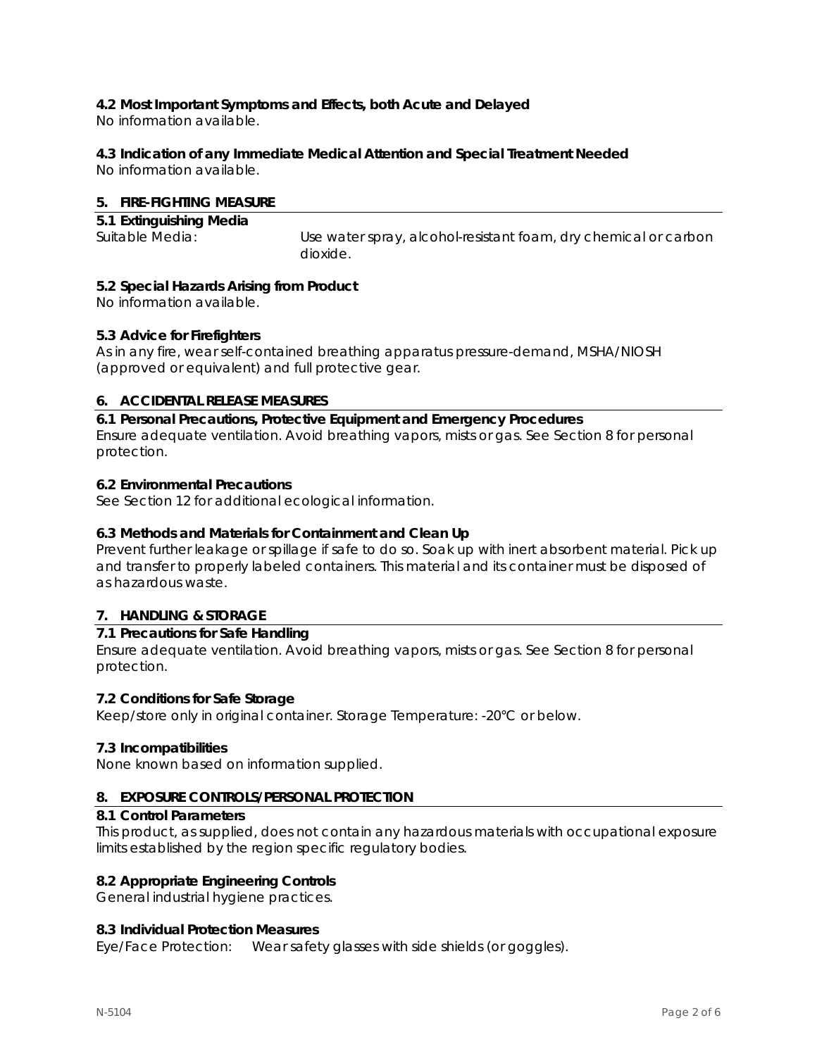### 4.2 Most Important Symptoms and Effects, both Acute and Delayed

No information available.

### 4.3 Indication of any Immediate Medical Attention and Special Treatment Needed

No information available.

## 5. FIRE-FIGHTING MEASURE

### 5.1 Extinguishing Media

Suitable Media: Use water spray, alcohol-resistant foam, dry chemical or carbon dioxide.

### 5.2 Special Hazards Arising from Product

No information available.

### 5.3 Advice for Firefighters

As in any fire, wear self-contained breathing apparatus pressure-demand, MSHA/NIOSH (approved or equivalent) and full protective gear.

## 6. ACCIDENTAL RELEASE MEASURES

### 6.1 Personal Precautions, Protective Equipment and Emergency Procedures

Ensure adequate ventilation. Avoid breathing vapors, mists or gas. See Section 8 for personal protection.

### 6.2 Environmental Precautions

See Section 12 for additional ecological information.

### 6.3 Methods and Materials for Containment and Clean Up

Prevent further leakage or spillage if safe to do so. Soak up with inert absorbent material. Pick up and transfer to properly labeled containers. This material and its container must be disposed of as hazardous waste.

## 7. HANDLING & STORAGE

### 7.1 Precautions for Safe Handling

Ensure adequate ventilation. Avoid breathing vapors, mists or gas. See Section 8 for personal protection.

### 7.2 Conditions for Safe Storage

Keep/store only in original container. Storage Temperature: -20°C or below.

### 7.3 Incompatibilities

None known based on information supplied.

## 8. EXPOSURE CONTROLS/PERSONAL PROTECTION

### 8.1 Control Parameters

This product, as supplied, does not contain any hazardous materials with occupational exposure limits established by the region specific regulatory bodies.

### 8.2 Appropriate Engineering Controls

General industrial hygiene practices.

### 8.3 Individual Protection Measures

Eye/Face Protection: Wear safety glasses with side shields (or goggles).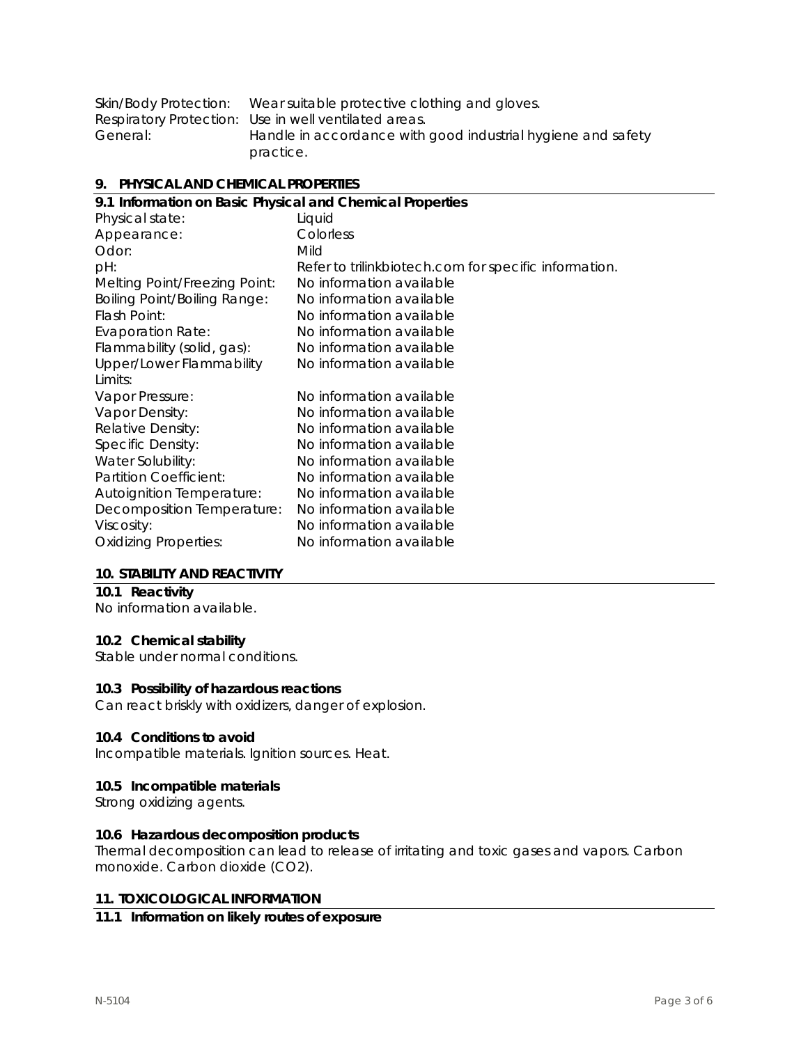| | |
|---|---|
| Skin/Body Protection: | Wear suitable protective clothing and gloves. |
| Respiratory Protection: | Use in well ventilated areas. |
| General: | Handle in accordance with good industrial hygiene and safety practice. |

## 9. PHYSICAL AND CHEMICAL PROPERTIES

### 9.1 Information on Basic Physical and Chemical Properties

| | |
|---|---|
| Physical state: | Liquid |
| Appearance: | Colorless |
| Odor: | Mild |
| pH: | Refer to trilinkbiotech.com for specific information. |
| Melting Point/Freezing Point: | No information available |
| Boiling Point/Boiling Range: | No information available |
| Flash Point: | No information available |
| Evaporation Rate: | No information available |
| Flammability (solid, gas): | No information available |
| Upper/Lower Flammability Limits: | No information available |
| Vapor Pressure: | No information available |
| Vapor Density: | No information available |
| Relative Density: | No information available |
| Specific Density: | No information available |
| Water Solubility: | No information available |
| Partition Coefficient: | No information available |
| Autoignition Temperature: | No information available |
| Decomposition Temperature: | No information available |
| Viscosity: | No information available |
| Oxidizing Properties: | No information available |

## 10. STABILITY AND REACTIVITY

### 10.1 Reactivity

No information available.

### 10.2 Chemical stability

Stable under normal conditions.

### 10.3 Possibility of hazardous reactions

Can react briskly with oxidizers, danger of explosion.

### 10.4 Conditions to avoid

Incompatible materials. Ignition sources. Heat.

### 10.5 Incompatible materials

Strong oxidizing agents.

### 10.6 Hazardous decomposition products

Thermal decomposition can lead to release of irritating and toxic gases and vapors. Carbon monoxide. Carbon dioxide ($CO_2$).

## 11. TOXICOLOGICAL INFORMATION

### 11.1 Information on likely routes of exposure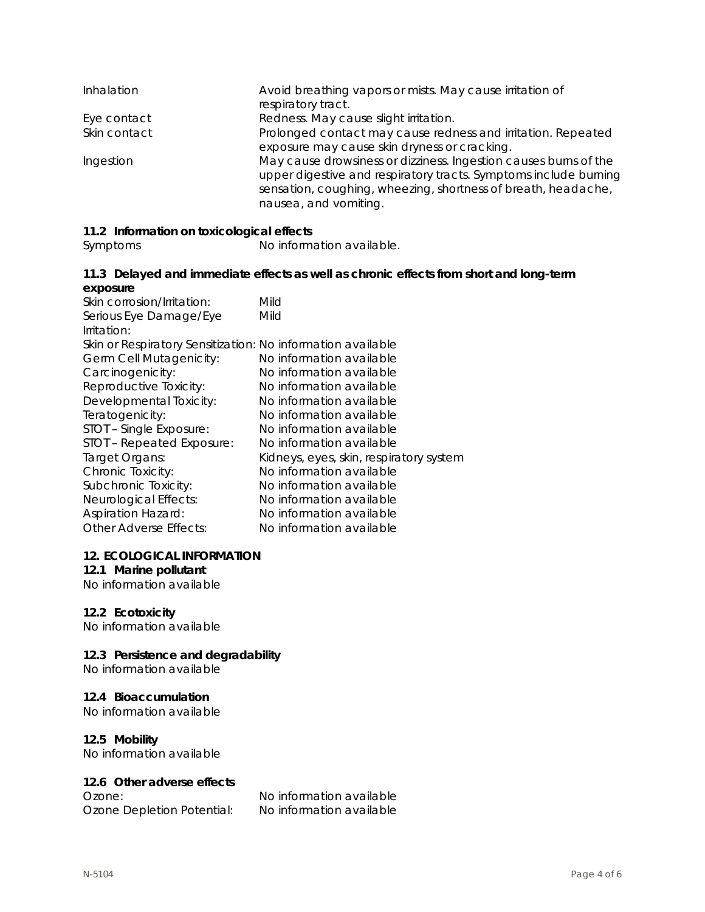| | |
|---|---|
| Inhalation | Avoid breathing vapors or mists. May cause irritation of respiratory tract. |
| Eye contact | Redness. May cause slight irritation. |
| Skin contact | Prolonged contact may cause redness and irritation. Repeated exposure may cause skin dryness or cracking. |
| Ingestion | May cause drowsiness or dizziness. Ingestion causes burns of the upper digestive and respiratory tracts. Symptoms include burning sensation, coughing, wheezing, shortness of breath, headache, nausea, and vomiting. |

**11.2 Information on toxicological effects**

Symptoms: No information available.

**11.3 Delayed and immediate effects as well as chronic effects from short and long-term exposure**

| | |
|---|---|
| Skin corrosion/Irritation: | Mild |
| Serious Eye Damage/Eye Irritation: | Mild |
| Skin or Respiratory Sensitization: | No information available |
| Germ Cell Mutagenicity: | No information available |
| Carcinogenicity: | No information available |
| Reproductive Toxicity: | No information available |
| Developmental Toxicity: | No information available |
| Teratogenicity: | No information available |
| STOT – Single Exposure: | No information available |
| STOT – Repeated Exposure: | No information available |
| Target Organs: | Kidneys, eyes, skin, respiratory system |
| Chronic Toxicity: | No information available |
| Subchronic Toxicity: | No information available |
| Neurological Effects: | No information available |
| Aspiration Hazard: | No information available |
| Other Adverse Effects: | No information available |

## 12. ECOLOGICAL INFORMATION

**12.1 Marine pollutant**

No information available

**12.2 Ecotoxicity**

No information available

**12.3 Persistence and degradability**

No information available

**12.4 Bioaccumulation**

No information available

**12.5 Mobility**

No information available

**12.6 Other adverse effects**

| | |
|---|---|
| Ozone: | No information available |
| Ozone Depletion Potential: | No information available |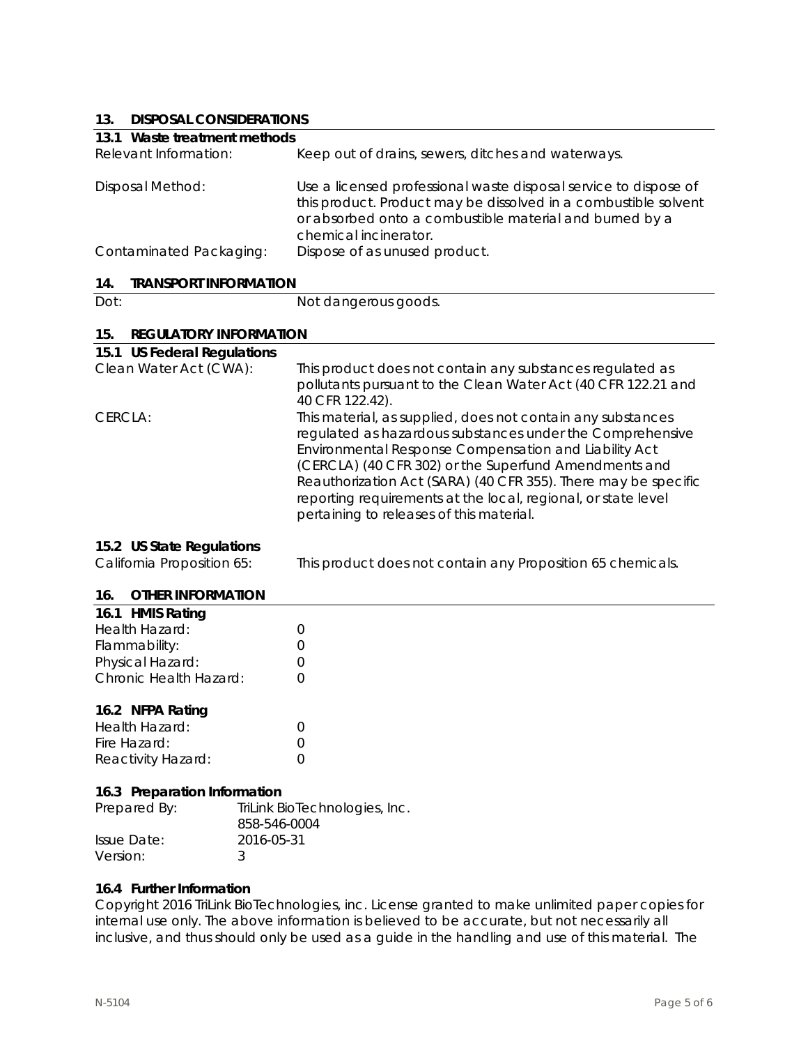## 13. DISPOSAL CONSIDERATIONS

### 13.1 Waste treatment methods

| | |
|---|---|
| Relevant Information: | Keep out of drains, sewers, ditches and waterways. |
| Disposal Method: | Use a licensed professional waste disposal service to dispose of this product. Product may be dissolved in a combustible solvent or absorbed onto a combustible material and burned by a chemical incinerator. |
| Contaminated Packaging: | Dispose of as unused product. |

## 14. TRANSPORT INFORMATION

| | |
|---|---|
| Dot: | Not dangerous goods. |

## 15. REGULATORY INFORMATION

### 15.1 US Federal Regulations

| | |
|---|---|
| Clean Water Act (CWA): | This product does not contain any substances regulated as pollutants pursuant to the Clean Water Act (40 CFR 122.21 and 40 CFR 122.42). |
| CERCLA: | This material, as supplied, does not contain any substances regulated as hazardous substances under the Comprehensive Environmental Response Compensation and Liability Act (CERCLA) (40 CFR 302) or the Superfund Amendments and Reauthorization Act (SARA) (40 CFR 355). There may be specific reporting requirements at the local, regional, or state level pertaining to releases of this material. |

### 15.2 US State Regulations

| | |
|---|---|
| California Proposition 65: | This product does not contain any Proposition 65 chemicals. |

## 16. OTHER INFORMATION

### 16.1 HMIS Rating

| | |
|---|---|
| Health Hazard: | 0 |
| Flammability: | 0 |
| Physical Hazard: | 0 |
| Chronic Health Hazard: | 0 |

### 16.2 NFPA Rating

| | |
|---|---|
| Health Hazard: | 0 |
| Fire Hazard: | 0 |
| Reactivity Hazard: | 0 |

### 16.3 Preparation Information

| | |
|---|---|
| Prepared By: | TriLink BioTechnologies, Inc.<br>858-546-0004 |
| Issue Date: | 2016-05-31 |
| Version: | 3 |

### 16.4 Further Information

Copyright 2016 TriLink BioTechnologies, inc. License granted to make unlimited paper copies for internal use only. The above information is believed to be accurate, but not necessarily all inclusive, and thus should only be used as a guide in the handling and use of this material. The

N-5104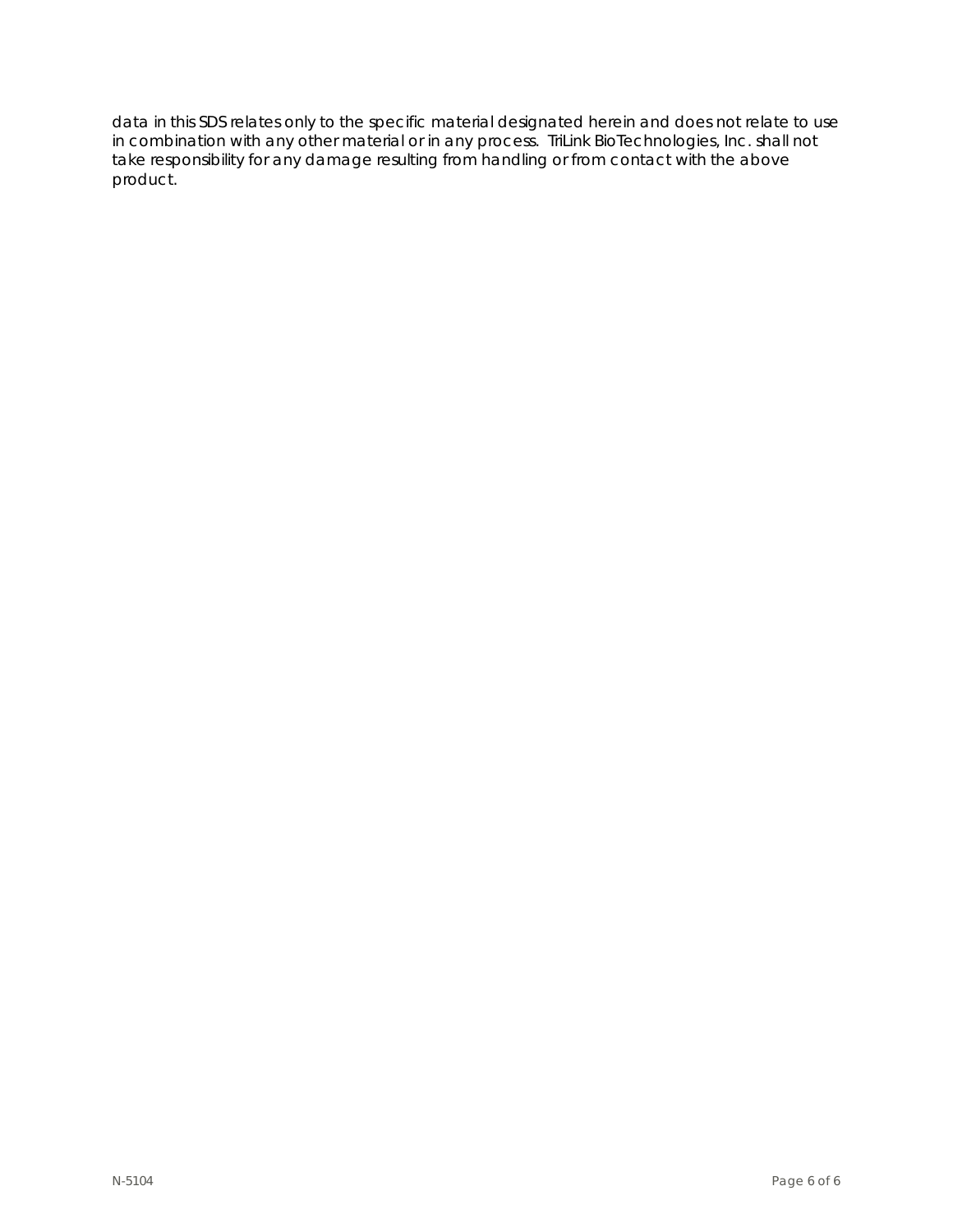data in this SDS relates only to the specific material designated herein and does not relate to use in combination with any other material or in any process. TriLink BioTechnologies, Inc. shall not take responsibility for any damage resulting from handling or from contact with the above product.